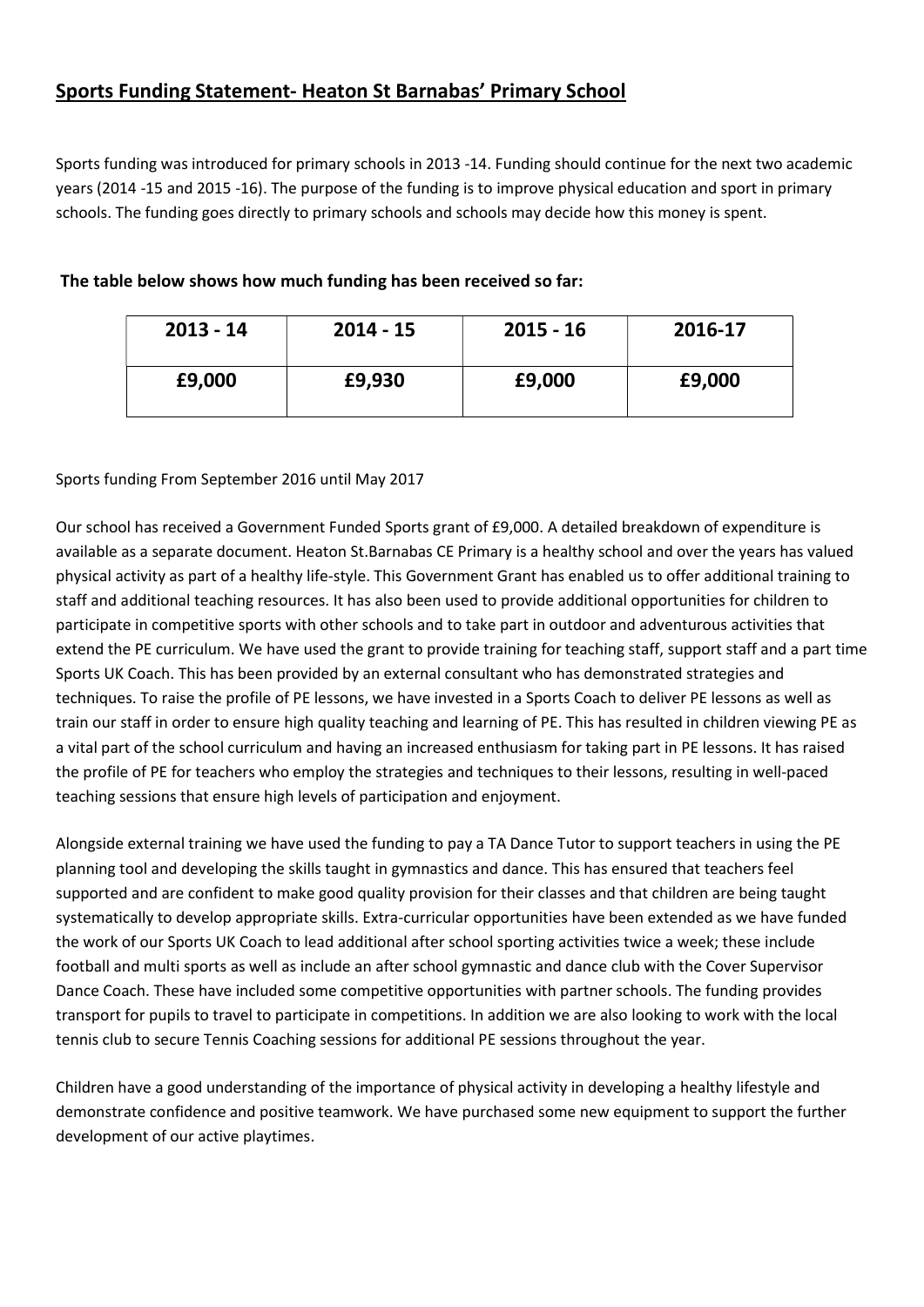# Sports Funding Statement- Heaton St Barnabas' Primary School

Sports funding was introduced for primary schools in 2013 -14. Funding should continue for the next two academic years (2014 -15 and 2015 -16). The purpose of the funding is to improve physical education and sport in primary schools. The funding goes directly to primary schools and schools may decide how this money is spent.

**The table below shows how much funding has been received so far:**

| 2013 - 14 | 2014 - 15 | 2015 - 16 | 2016-17 |
|---|---|---|---|
| £9,000 | £9,930 | £9,000 | £9,000 |

Sports funding From September 2016 until May 2017

Our school has received a Government Funded Sports grant of £9,000. A detailed breakdown of expenditure is available as a separate document. Heaton St.Barnabas CE Primary is a healthy school and over the years has valued physical activity as part of a healthy life-style. This Government Grant has enabled us to offer additional training to staff and additional teaching resources. It has also been used to provide additional opportunities for children to participate in competitive sports with other schools and to take part in outdoor and adventurous activities that extend the PE curriculum. We have used the grant to provide training for teaching staff, support staff and a part time Sports UK Coach. This has been provided by an external consultant who has demonstrated strategies and techniques. To raise the profile of PE lessons, we have invested in a Sports Coach to deliver PE lessons as well as train our staff in order to ensure high quality teaching and learning of PE. This has resulted in children viewing PE as a vital part of the school curriculum and having an increased enthusiasm for taking part in PE lessons. It has raised the profile of PE for teachers who employ the strategies and techniques to their lessons, resulting in well-paced teaching sessions that ensure high levels of participation and enjoyment.

Alongside external training we have used the funding to pay a TA Dance Tutor to support teachers in using the PE planning tool and developing the skills taught in gymnastics and dance. This has ensured that teachers feel supported and are confident to make good quality provision for their classes and that children are being taught systematically to develop appropriate skills. Extra-curricular opportunities have been extended as we have funded the work of our Sports UK Coach to lead additional after school sporting activities twice a week; these include football and multi sports as well as include an after school gymnastic and dance club with the Cover Supervisor Dance Coach. These have included some competitive opportunities with partner schools. The funding provides transport for pupils to travel to participate in competitions. In addition we are also looking to work with the local tennis club to secure Tennis Coaching sessions for additional PE sessions throughout the year.

Children have a good understanding of the importance of physical activity in developing a healthy lifestyle and demonstrate confidence and positive teamwork. We have purchased some new equipment to support the further development of our active playtimes.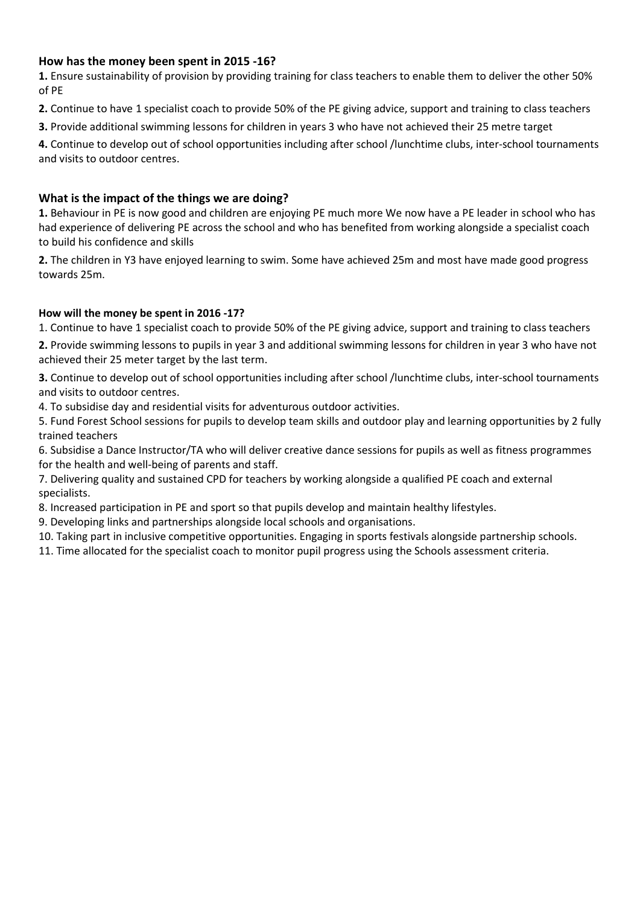### How has the money been spent in 2015 -16?

**1.** Ensure sustainability of provision by providing training for class teachers to enable them to deliver the other 50% of PE

**2.** Continue to have 1 specialist coach to provide 50% of the PE giving advice, support and training to class teachers

**3.** Provide additional swimming lessons for children in years 3 who have not achieved their 25 metre target

**4.** Continue to develop out of school opportunities including after school /lunchtime clubs, inter-school tournaments and visits to outdoor centres.

### What is the impact of the things we are doing?

**1.** Behaviour in PE is now good and children are enjoying PE much more We now have a PE leader in school who has had experience of delivering PE across the school and who has benefited from working alongside a specialist coach to build his confidence and skills

**2.** The children in Y3 have enjoyed learning to swim. Some have achieved 25m and most have made good progress towards 25m.

#### How will the money be spent in 2016 -17?

1. Continue to have 1 specialist coach to provide 50% of the PE giving advice, support and training to class teachers

**2.** Provide swimming lessons to pupils in year 3 and additional swimming lessons for children in year 3 who have not achieved their 25 meter target by the last term.

**3.** Continue to develop out of school opportunities including after school /lunchtime clubs, inter-school tournaments and visits to outdoor centres.

4. To subsidise day and residential visits for adventurous outdoor activities.

5. Fund Forest School sessions for pupils to develop team skills and outdoor play and learning opportunities by 2 fully trained teachers

6. Subsidise a Dance Instructor/TA who will deliver creative dance sessions for pupils as well as fitness programmes for the health and well-being of parents and staff.

7. Delivering quality and sustained CPD for teachers by working alongside a qualified PE coach and external specialists.

8. Increased participation in PE and sport so that pupils develop and maintain healthy lifestyles.

9. Developing links and partnerships alongside local schools and organisations.

10. Taking part in inclusive competitive opportunities. Engaging in sports festivals alongside partnership schools.

11. Time allocated for the specialist coach to monitor pupil progress using the Schools assessment criteria.